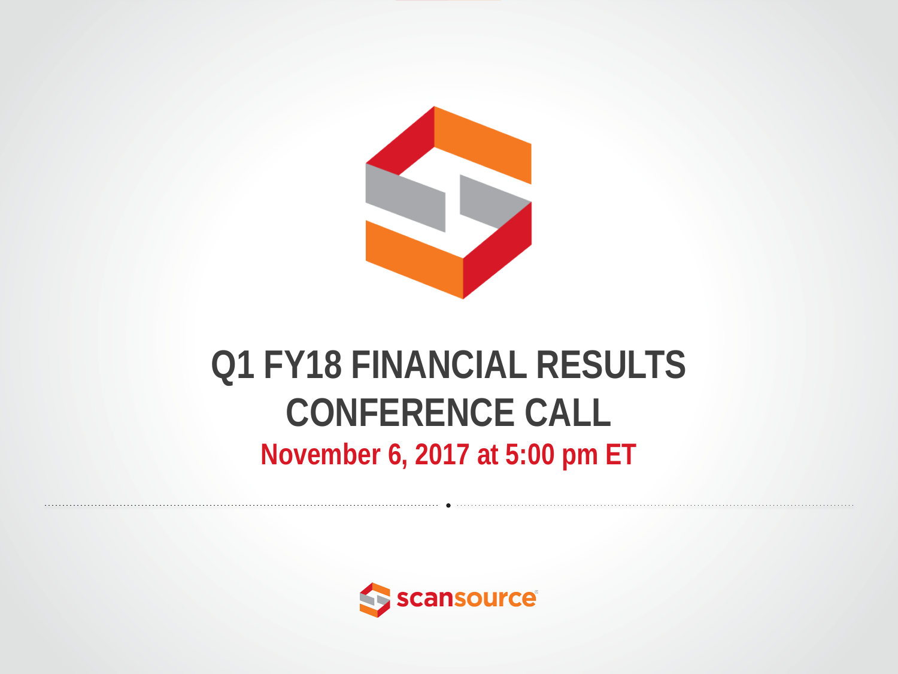# Q1 FY18 FINANCIAL RESULTS CONFERENCE CALL

**November 6, 2017 at 5:00 pm ET**

scansource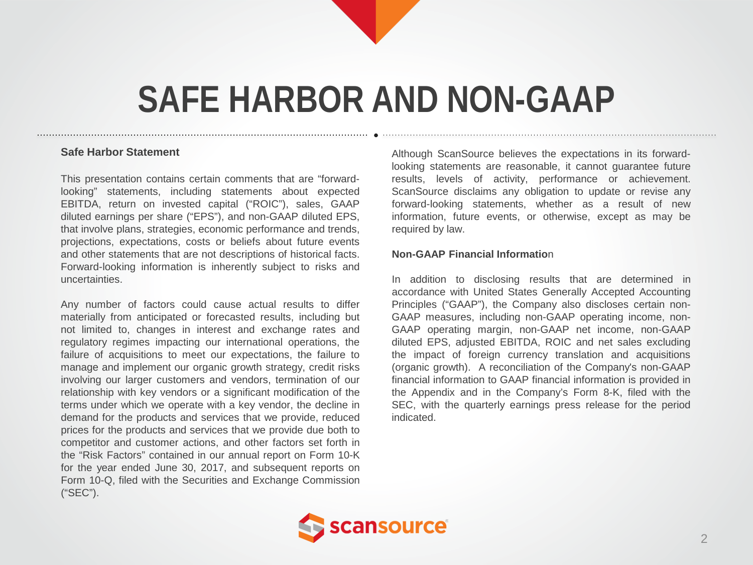# SAFE HARBOR AND NON-GAAP

**Safe Harbor Statement**

This presentation contains certain comments that are "forward-looking" statements, including statements about expected EBITDA, return on invested capital ("ROIC"), sales, GAAP diluted earnings per share ("EPS"), and non-GAAP diluted EPS, that involve plans, strategies, economic performance and trends, projections, expectations, costs or beliefs about future events and other statements that are not descriptions of historical facts. Forward-looking information is inherently subject to risks and uncertainties.

Any number of factors could cause actual results to differ materially from anticipated or forecasted results, including but not limited to, changes in interest and exchange rates and regulatory regimes impacting our international operations, the failure of acquisitions to meet our expectations, the failure to manage and implement our organic growth strategy, credit risks involving our larger customers and vendors, termination of our relationship with key vendors or a significant modification of the terms under which we operate with a key vendor, the decline in demand for the products and services that we provide, reduced prices for the products and services that we provide due both to competitor and customer actions, and other factors set forth in the "Risk Factors" contained in our annual report on Form 10-K for the year ended June 30, 2017, and subsequent reports on Form 10-Q, filed with the Securities and Exchange Commission ("SEC").

Although ScanSource believes the expectations in its forward-looking statements are reasonable, it cannot guarantee future results, levels of activity, performance or achievement. ScanSource disclaims any obligation to update or revise any forward-looking statements, whether as a result of new information, future events, or otherwise, except as may be required by law.

**Non-GAAP Financial Information**

In addition to disclosing results that are determined in accordance with United States Generally Accepted Accounting Principles ("GAAP"), the Company also discloses certain non-GAAP measures, including non-GAAP operating income, non-GAAP operating margin, non-GAAP net income, non-GAAP diluted EPS, adjusted EBITDA, ROIC and net sales excluding the impact of foreign currency translation and acquisitions (organic growth). A reconciliation of the Company's non-GAAP financial information to GAAP financial information is provided in the Appendix and in the Company's Form 8-K, filed with the SEC, with the quarterly earnings press release for the period indicated.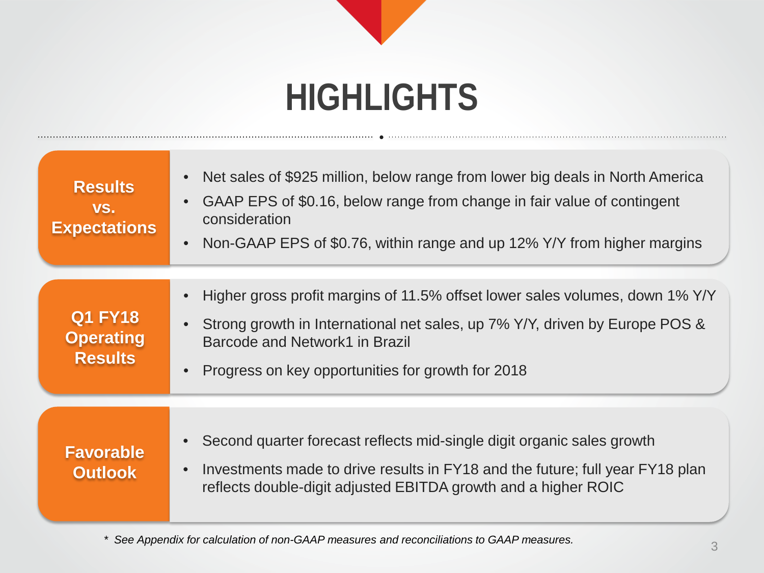# HIGHLIGHTS

## Results vs. Expectations

- Net sales of $925 million, below range from lower big deals in North America
- GAAP EPS of $0.16, below range from change in fair value of contingent consideration
- Non-GAAP EPS of $0.76, within range and up 12% Y/Y from higher margins

## Q1 FY18 Operating Results

- Higher gross profit margins of 11.5% offset lower sales volumes, down 1% Y/Y
- Strong growth in International net sales, up 7% Y/Y, driven by Europe POS & Barcode and Network1 in Brazil
- Progress on key opportunities for growth for 2018

## Favorable Outlook

- Second quarter forecast reflects mid-single digit organic sales growth
- Investments made to drive results in FY18 and the future; full year FY18 plan reflects double-digit adjusted EBITDA growth and a higher ROIC

*\* See Appendix for calculation of non-GAAP measures and reconciliations to GAAP measures.*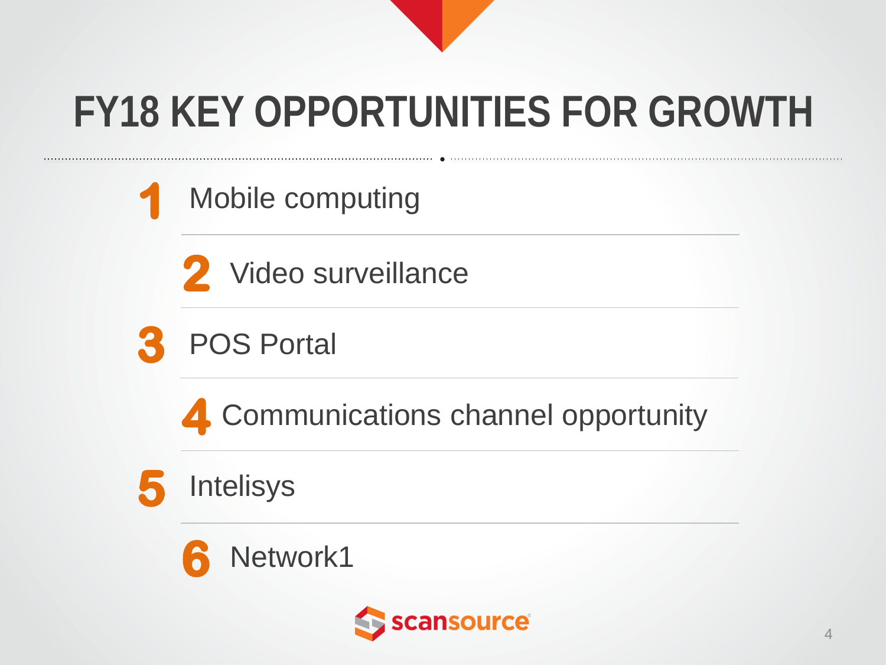# FY18 KEY OPPORTUNITIES FOR GROWTH

1. Mobile computing
2. Video surveillance
3. POS Portal
4. Communications channel opportunity
5. Intelisys
6. Network1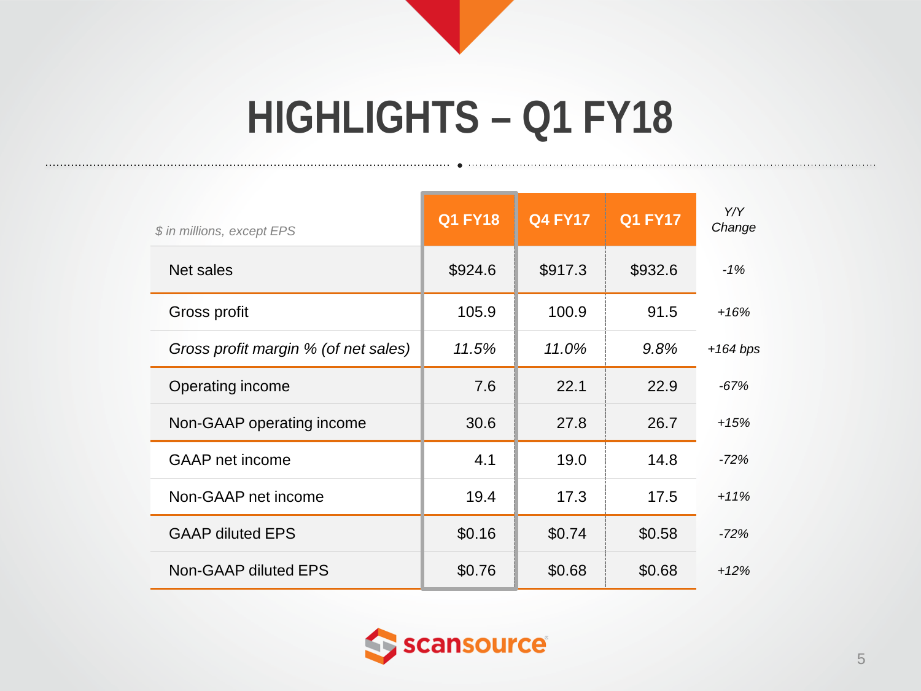# HIGHLIGHTS – Q1 FY18

| *$ in millions, except EPS* | Q1 FY18 | Q4 FY17 | Q1 FY17 | *Y/Y Change* |
|---|---|---|---|---|
| Net sales | $924.6 | $917.3 | $932.6 | *-1%* |
| Gross profit | 105.9 | 100.9 | 91.5 | *+16%* |
| *Gross profit margin % (of net sales)* | *11.5%* | *11.0%* | *9.8%* | *+164 bps* |
| Operating income | 7.6 | 22.1 | 22.9 | *-67%* |
| Non-GAAP operating income | 30.6 | 27.8 | 26.7 | *+15%* |
| GAAP net income | 4.1 | 19.0 | 14.8 | *-72%* |
| Non-GAAP net income | 19.4 | 17.3 | 17.5 | *+11%* |
| GAAP diluted EPS | $0.16 | $0.74 | $0.58 | *-72%* |
| Non-GAAP diluted EPS | $0.76 | $0.68 | $0.68 | *+12%* |

scansource®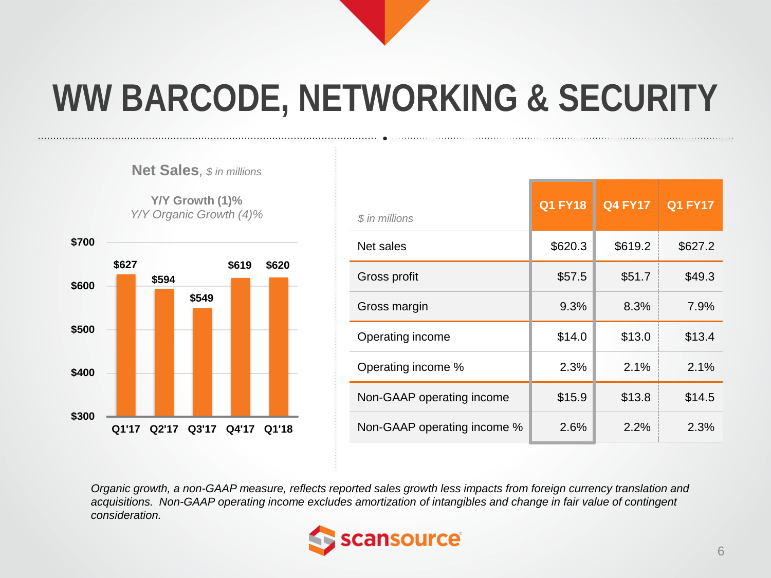# WW BARCODE, NETWORKING & SECURITY

**Net Sales**, *$ in millions*

**Y/Y Growth (1)%**
*Y/Y Organic Growth (4)%*

| Quarter | Net Sales |
|---|---|
| Q1'17 | $627 |
| Q2'17 | $594 |
| Q3'17 | $549 |
| Q4'17 | $619 |
| Q1'18 | $620 |

| *$ in millions* | Q1 FY18 | Q4 FY17 | Q1 FY17 |
|---|---|---|---|
| Net sales | $620.3 | $619.2 | $627.2 |
| Gross profit | $57.5 | $51.7 | $49.3 |
| Gross margin | 9.3% | 8.3% | 7.9% |
| Operating income | $14.0 | $13.0 | $13.4 |
| Operating income % | 2.3% | 2.1% | 2.1% |
| Non-GAAP operating income | $15.9 | $13.8 | $14.5 |
| Non-GAAP operating income % | 2.6% | 2.2% | 2.3% |

*Organic growth, a non-GAAP measure, reflects reported sales growth less impacts from foreign currency translation and acquisitions. Non-GAAP operating income excludes amortization of intangibles and change in fair value of contingent consideration.*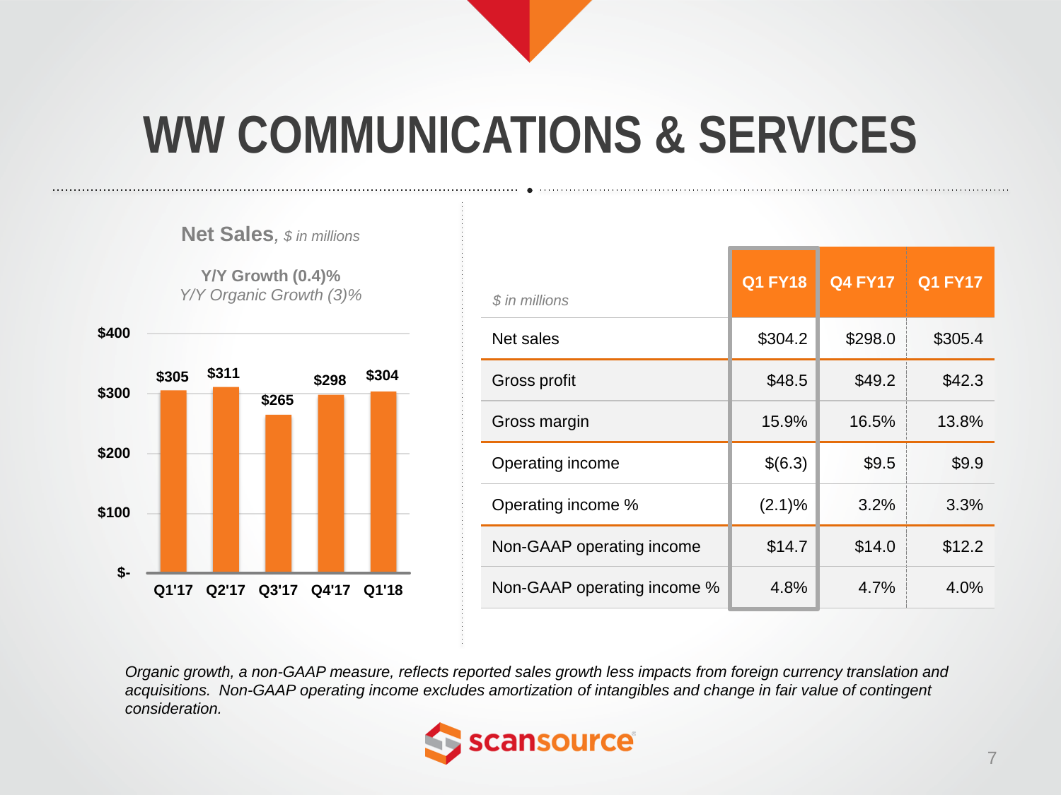# WW COMMUNICATIONS & SERVICES

**Net Sales**, *$ in millions*

**Y/Y Growth (0.4)%**

*Y/Y Organic Growth (3)%*

| Quarter | Net Sales |
|---|---|
| Q1'17 | $305 |
| Q2'17 | $311 |
| Q3'17 | $265 |
| Q4'17 | $298 |
| Q1'18 | $304 |

| *$ in millions* | Q1 FY18 | Q4 FY17 | Q1 FY17 |
|---|---|---|---|
| Net sales | $304.2 | $298.0 | $305.4 |
| Gross profit | $48.5 | $49.2 | $42.3 |
| Gross margin | 15.9% | 16.5% | 13.8% |
| Operating income | $(6.3) | $9.5 | $9.9 |
| Operating income % | (2.1)% | 3.2% | 3.3% |
| Non-GAAP operating income | $14.7 | $14.0 | $12.2 |
| Non-GAAP operating income % | 4.8% | 4.7% | 4.0% |

*Organic growth, a non-GAAP measure, reflects reported sales growth less impacts from foreign currency translation and acquisitions. Non-GAAP operating income excludes amortization of intangibles and change in fair value of contingent consideration.*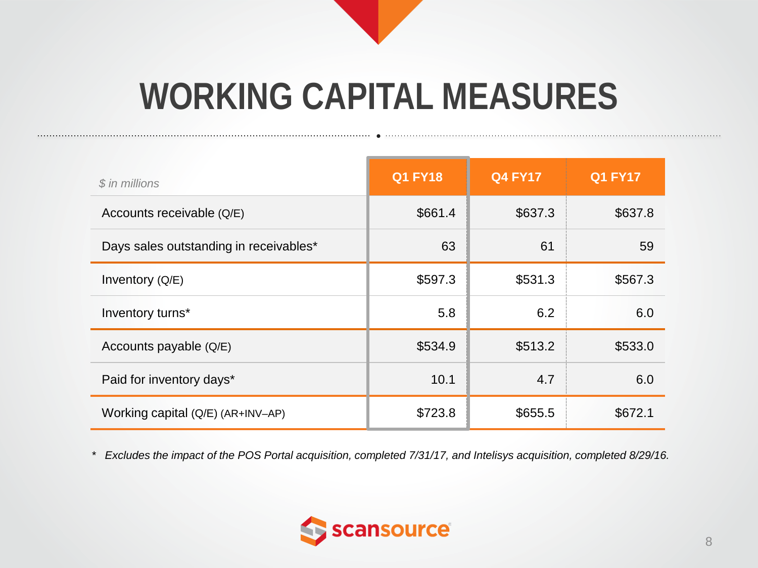# WORKING CAPITAL MEASURES

| *$ in millions* | Q1 FY18 | Q4 FY17 | Q1 FY17 |
|---|---|---|---|
| Accounts receivable (Q/E) | $661.4 | $637.3 | $637.8 |
| Days sales outstanding in receivables* | 63 | 61 | 59 |
| Inventory (Q/E) | $597.3 | $531.3 | $567.3 |
| Inventory turns* | 5.8 | 6.2 | 6.0 |
| Accounts payable (Q/E) | $534.9 | $513.2 | $533.0 |
| Paid for inventory days* | 10.1 | 4.7 | 6.0 |
| Working capital (Q/E) (AR+INV–AP) | $723.8 | $655.5 | $672.1 |

\* *Excludes the impact of the POS Portal acquisition, completed 7/31/17, and Intelisys acquisition, completed 8/29/16.*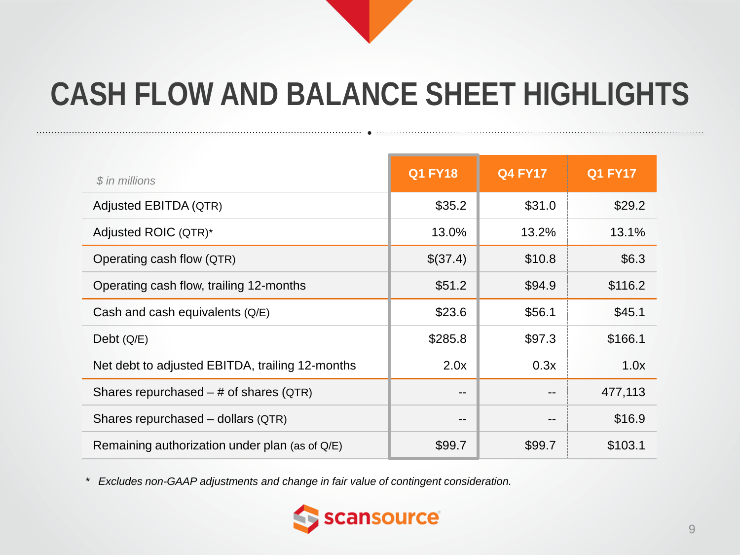# CASH FLOW AND BALANCE SHEET HIGHLIGHTS

| *$ in millions* | Q1 FY18 | Q4 FY17 | Q1 FY17 |
|---|---|---|---|
| Adjusted EBITDA (QTR) | $35.2 | $31.0 | $29.2 |
| Adjusted ROIC (QTR)* | 13.0% | 13.2% | 13.1% |
| Operating cash flow (QTR) | $(37.4) | $10.8 | $6.3 |
| Operating cash flow, trailing 12-months | $51.2 | $94.9 | $116.2 |
| Cash and cash equivalents (Q/E) | $23.6 | $56.1 | $45.1 |
| Debt (Q/E) | $285.8 | $97.3 | $166.1 |
| Net debt to adjusted EBITDA, trailing 12-months | 2.0x | 0.3x | 1.0x |
| Shares repurchased – # of shares (QTR) | -- | -- | 477,113 |
| Shares repurchased – dollars (QTR) | -- | -- | $16.9 |
| Remaining authorization under plan (as of Q/E) | $99.7 | $99.7 | $103.1 |

* *Excludes non-GAAP adjustments and change in fair value of contingent consideration.*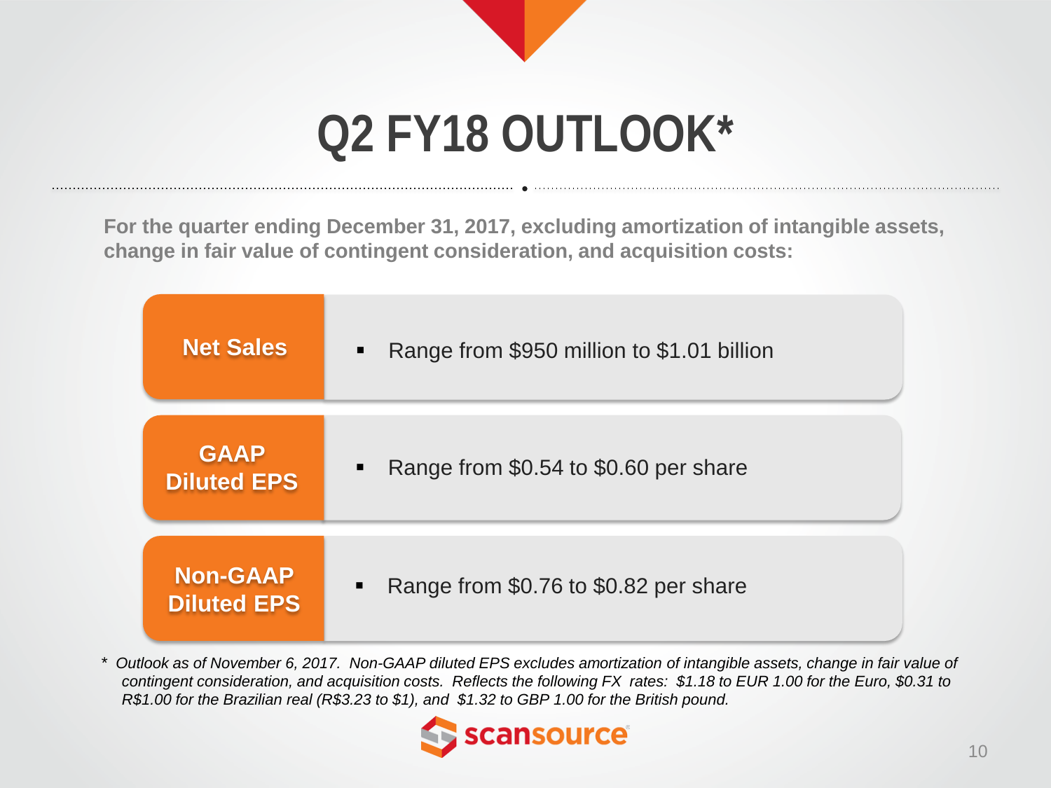# Q2 FY18 OUTLOOK*

**For the quarter ending December 31, 2017, excluding amortization of intangible assets, change in fair value of contingent consideration, and acquisition costs:**

| | |
|---|---|
| **Net Sales** | Range from $950 million to $1.01 billion |
| **GAAP Diluted EPS** | Range from $0.54 to $0.60 per share |
| **Non-GAAP Diluted EPS** | Range from $0.76 to $0.82 per share |

*\* Outlook as of November 6, 2017. Non-GAAP diluted EPS excludes amortization of intangible assets, change in fair value of contingent consideration, and acquisition costs. Reflects the following FX rates: $1.18 to EUR 1.00 for the Euro, $0.31 to R$1.00 for the Brazilian real (R$3.23 to $1), and $1.32 to GBP 1.00 for the British pound.*

scansource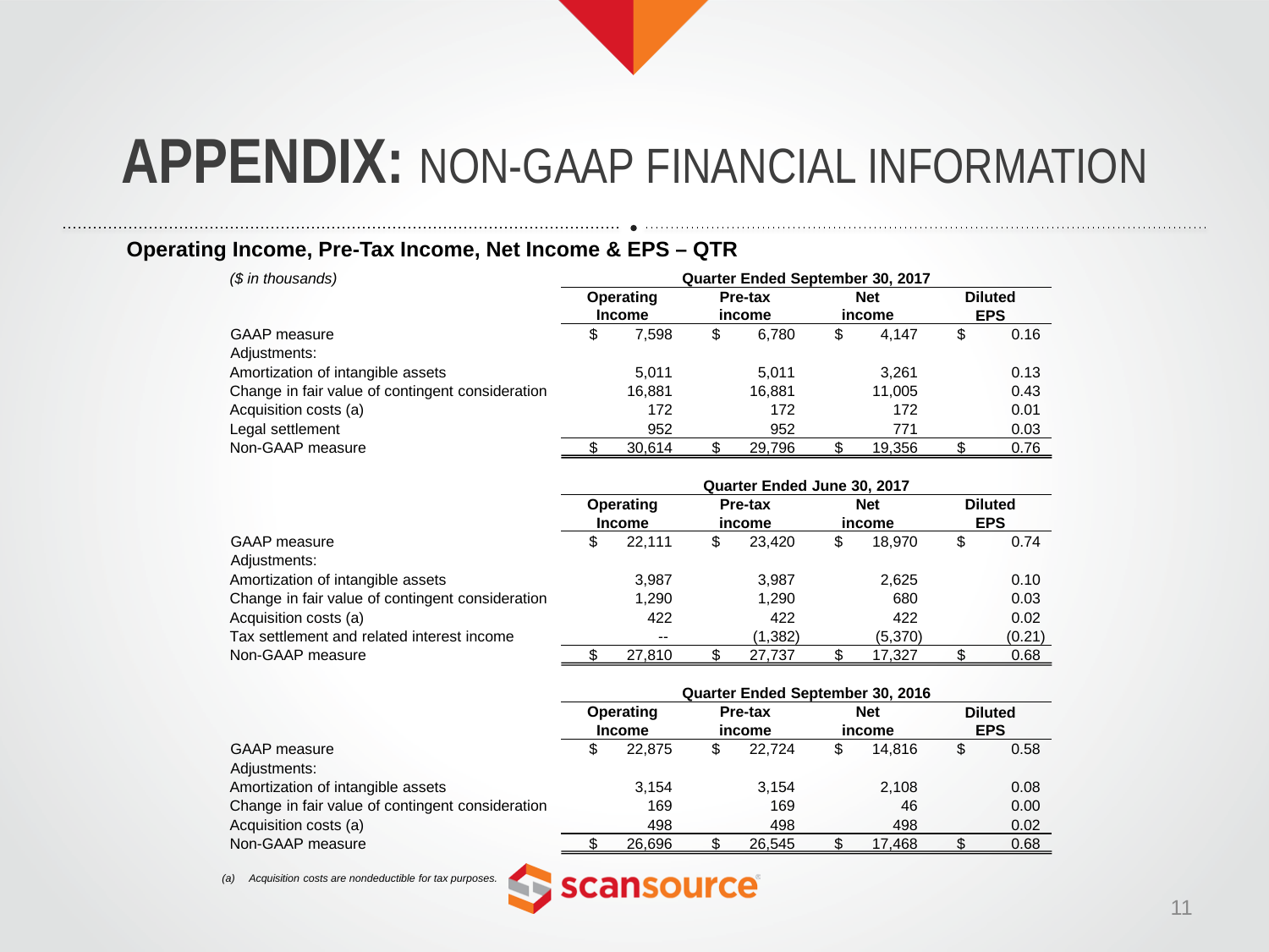# APPENDIX: NON-GAAP FINANCIAL INFORMATION

## Operating Income, Pre-Tax Income, Net Income & EPS – QTR

*($ in thousands)*

| | Quarter Ended September 30, 2017 | | | |
|---|---|---|---|---|
| | **Operating Income** | **Pre-tax income** | **Net income** | **Diluted EPS** |
| GAAP measure | $ 7,598 | $ 6,780 | $ 4,147 | $ 0.16 |
| Adjustments: | | | | |
| Amortization of intangible assets | 5,011 | 5,011 | 3,261 | 0.13 |
| Change in fair value of contingent consideration | 16,881 | 16,881 | 11,005 | 0.43 |
| Acquisition costs (a) | 172 | 172 | 172 | 0.01 |
| Legal settlement | 952 | 952 | 771 | 0.03 |
| Non-GAAP measure | $ 30,614 | $ 29,796 | $ 19,356 | $ 0.76 |

| | Quarter Ended June 30, 2017 | | | |
|---|---|---|---|---|
| | **Operating Income** | **Pre-tax income** | **Net income** | **Diluted EPS** |
| GAAP measure | $ 22,111 | $ 23,420 | $ 18,970 | $ 0.74 |
| Adjustments: | | | | |
| Amortization of intangible assets | 3,987 | 3,987 | 2,625 | 0.10 |
| Change in fair value of contingent consideration | 1,290 | 1,290 | 680 | 0.03 |
| Acquisition costs (a) | 422 | 422 | 422 | 0.02 |
| Tax settlement and related interest income | -- | (1,382) | (5,370) | (0.21) |
| Non-GAAP measure | $ 27,810 | $ 27,737 | $ 17,327 | $ 0.68 |

| | Quarter Ended September 30, 2016 | | | |
|---|---|---|---|---|
| | **Operating Income** | **Pre-tax income** | **Net income** | **Diluted EPS** |
| GAAP measure | $ 22,875 | $ 22,724 | $ 14,816 | $ 0.58 |
| Adjustments: | | | | |
| Amortization of intangible assets | 3,154 | 3,154 | 2,108 | 0.08 |
| Change in fair value of contingent consideration | 169 | 169 | 46 | 0.00 |
| Acquisition costs (a) | 498 | 498 | 498 | 0.02 |
| Non-GAAP measure | $ 26,696 | $ 26,545 | $ 17,468 | $ 0.68 |

*(a) Acquisition costs are nondeductible for tax purposes.*

scansource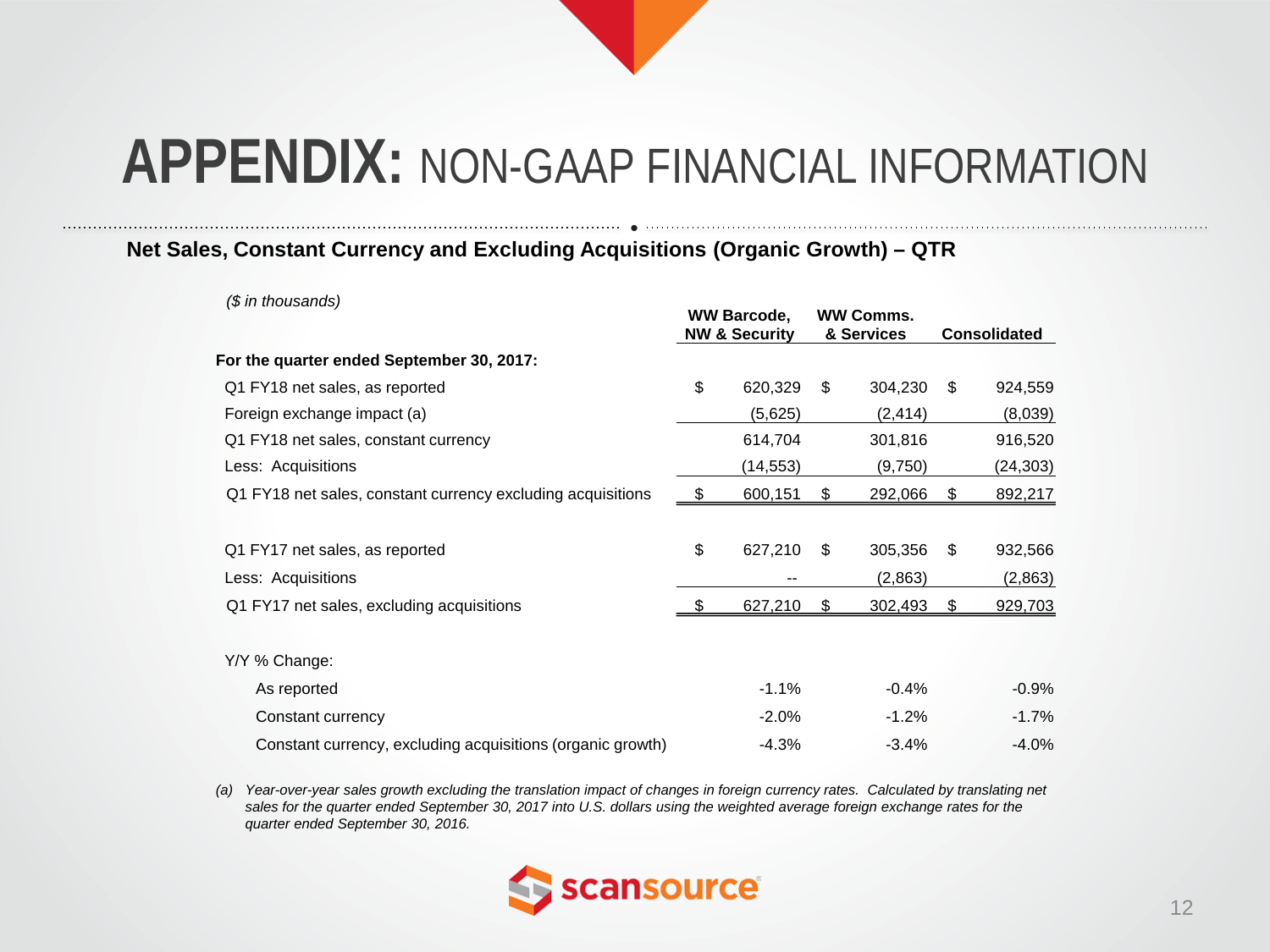# **APPENDIX:** NON-GAAP FINANCIAL INFORMATION

## Net Sales, Constant Currency and Excluding Acquisitions (Organic Growth) – QTR

*($ in thousands)*

| | WW Barcode, NW & Security | WW Comms. & Services | Consolidated |
|---|---|---|---|
| **For the quarter ended September 30, 2017:** | | | |
| Q1 FY18 net sales, as reported | $ 620,329 | $ 304,230 | $ 924,559 |
| Foreign exchange impact (a) | (5,625) | (2,414) | (8,039) |
| Q1 FY18 net sales, constant currency | 614,704 | 301,816 | 916,520 |
| Less: Acquisitions | (14,553) | (9,750) | (24,303) |
| Q1 FY18 net sales, constant currency excluding acquisitions | $ 600,151 | $ 292,066 | $ 892,217 |
| | | | |
| Q1 FY17 net sales, as reported | $ 627,210 | $ 305,356 | $ 932,566 |
| Less: Acquisitions | -- | (2,863) | (2,863) |
| Q1 FY17 net sales, excluding acquisitions | $ 627,210 | $ 302,493 | $ 929,703 |
| | | | |
| Y/Y % Change: | | | |
| As reported | -1.1% | -0.4% | -0.9% |
| Constant currency | -2.0% | -1.2% | -1.7% |
| Constant currency, excluding acquisitions (organic growth) | -4.3% | -3.4% | -4.0% |

*(a) Year-over-year sales growth excluding the translation impact of changes in foreign currency rates. Calculated by translating net sales for the quarter ended September 30, 2017 into U.S. dollars using the weighted average foreign exchange rates for the quarter ended September 30, 2016.*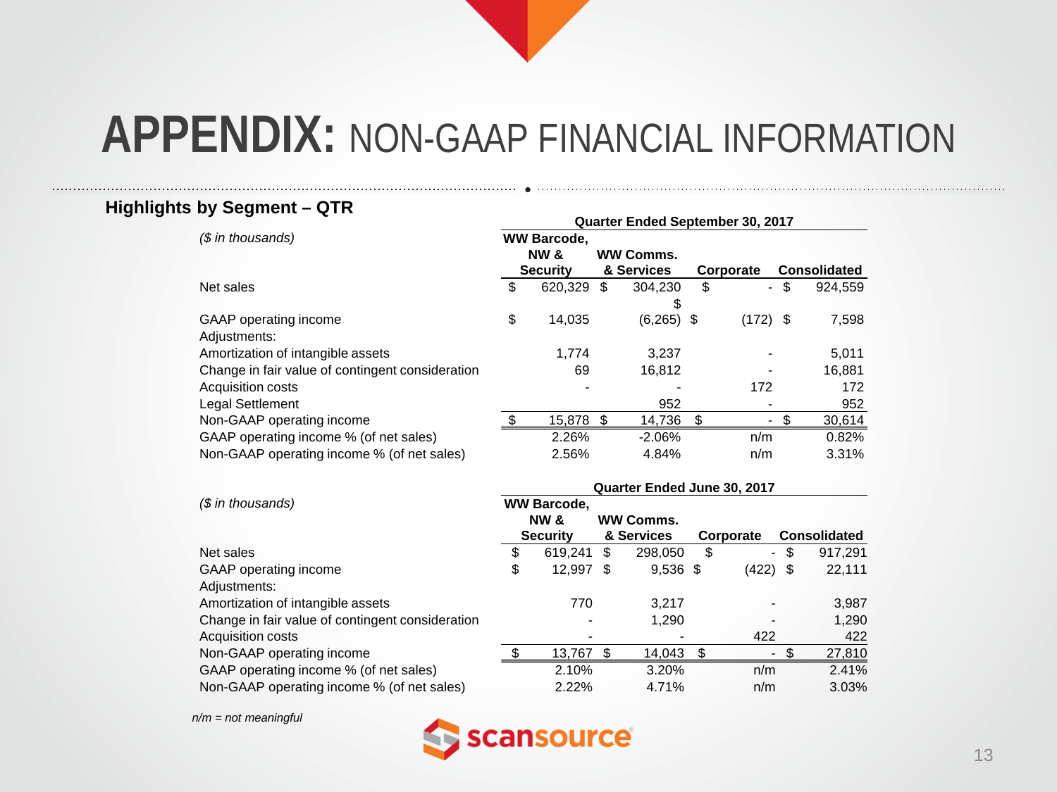# APPENDIX: NON-GAAP FINANCIAL INFORMATION

### Highlights by Segment – QTR

| *($ in thousands)* | Quarter Ended September 30, 2017 | | | |
|---|---|---|---|---|
| | WW Barcode, NW & Security | WW Comms. & Services | Corporate | Consolidated |
| Net sales | $ 620,329 | $ 304,230 | $ - | $ 924,559 |
| GAAP operating income | $ 14,035 | $ (6,265) | $ (172) | $ 7,598 |
| Adjustments: | | | | |
| Amortization of intangible assets | 1,774 | 3,237 | - | 5,011 |
| Change in fair value of contingent consideration | 69 | 16,812 | - | 16,881 |
| Acquisition costs | - | - | 172 | 172 |
| Legal Settlement | | 952 | - | 952 |
| Non-GAAP operating income | $ 15,878 | $ 14,736 | $ - | $ 30,614 |
| GAAP operating income % (of net sales) | 2.26% | -2.06% | n/m | 0.82% |
| Non-GAAP operating income % (of net sales) | 2.56% | 4.84% | n/m | 3.31% |

| *($ in thousands)* | Quarter Ended June 30, 2017 | | | |
|---|---|---|---|---|
| | WW Barcode, NW & Security | WW Comms. & Services | Corporate | Consolidated |
| Net sales | $ 619,241 | $ 298,050 | $ - | $ 917,291 |
| GAAP operating income | $ 12,997 | $ 9,536 | $ (422) | $ 22,111 |
| Adjustments: | | | | |
| Amortization of intangible assets | 770 | 3,217 | - | 3,987 |
| Change in fair value of contingent consideration | - | 1,290 | - | 1,290 |
| Acquisition costs | - | - | 422 | 422 |
| Non-GAAP operating income | $ 13,767 | $ 14,043 | $ - | $ 27,810 |
| GAAP operating income % (of net sales) | 2.10% | 3.20% | n/m | 2.41% |
| Non-GAAP operating income % (of net sales) | 2.22% | 4.71% | n/m | 3.03% |

*n/m = not meaningful*

scansource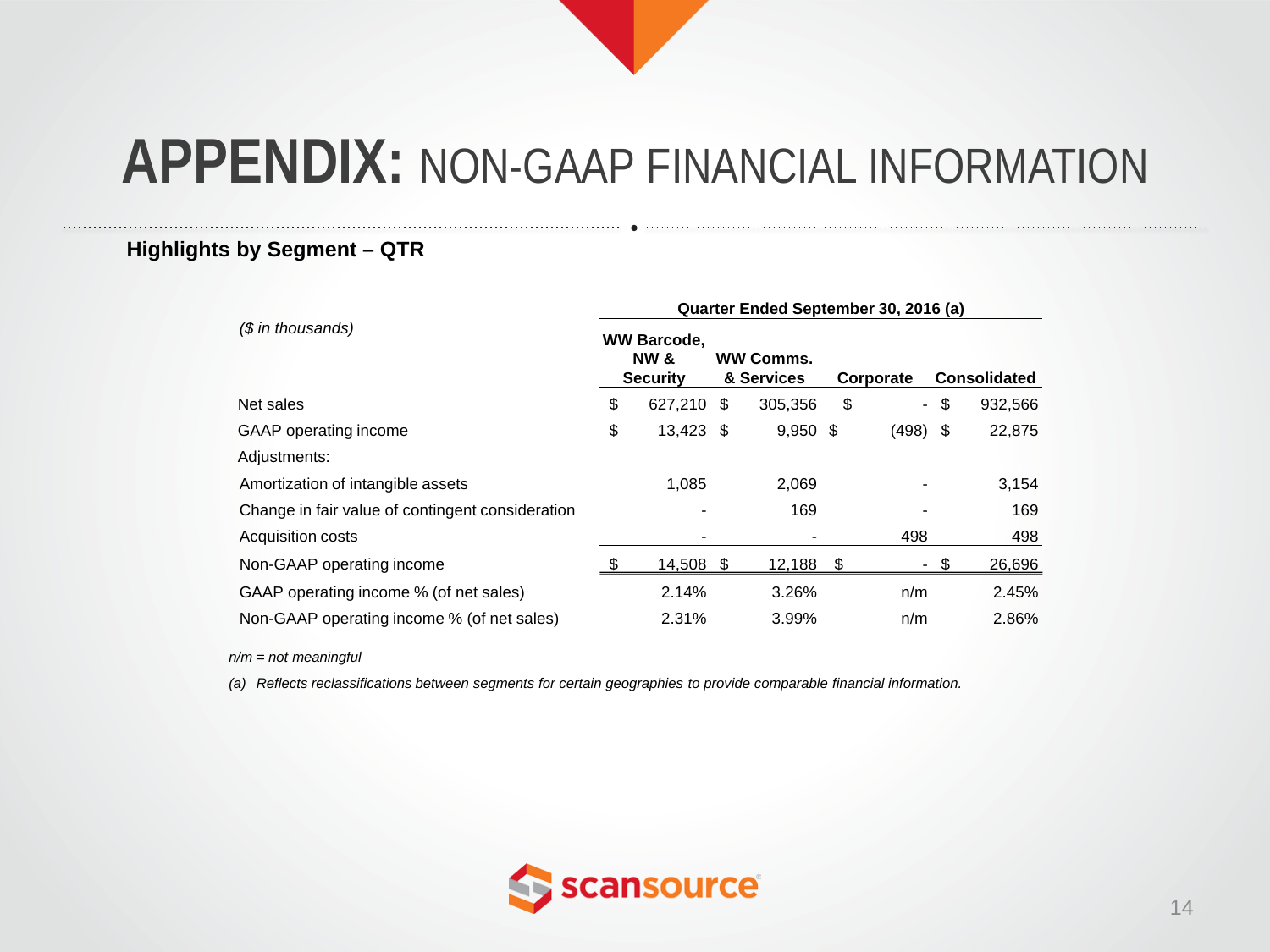# APPENDIX: NON-GAAP FINANCIAL INFORMATION

## Highlights by Segment – QTR

| *($ in thousands)* | Quarter Ended September 30, 2016 (a) | | | |
|---|---|---|---|---|
| | WW Barcode, NW & Security | WW Comms. & Services | Corporate | Consolidated |
| Net sales | $ 627,210 | $ 305,356 | $ - | $ 932,566 |
| GAAP operating income | $ 13,423 | $ 9,950 | $ (498) | $ 22,875 |
| Adjustments: | | | | |
| Amortization of intangible assets | 1,085 | 2,069 | - | 3,154 |
| Change in fair value of contingent consideration | - | 169 | - | 169 |
| Acquisition costs | - | - | 498 | 498 |
| Non-GAAP operating income | $ 14,508 | $ 12,188 | $ - | $ 26,696 |
| GAAP operating income % (of net sales) | 2.14% | 3.26% | n/m | 2.45% |
| Non-GAAP operating income % (of net sales) | 2.31% | 3.99% | n/m | 2.86% |

*n/m = not meaningful*

*(a) Reflects reclassifications between segments for certain geographies to provide comparable financial information.*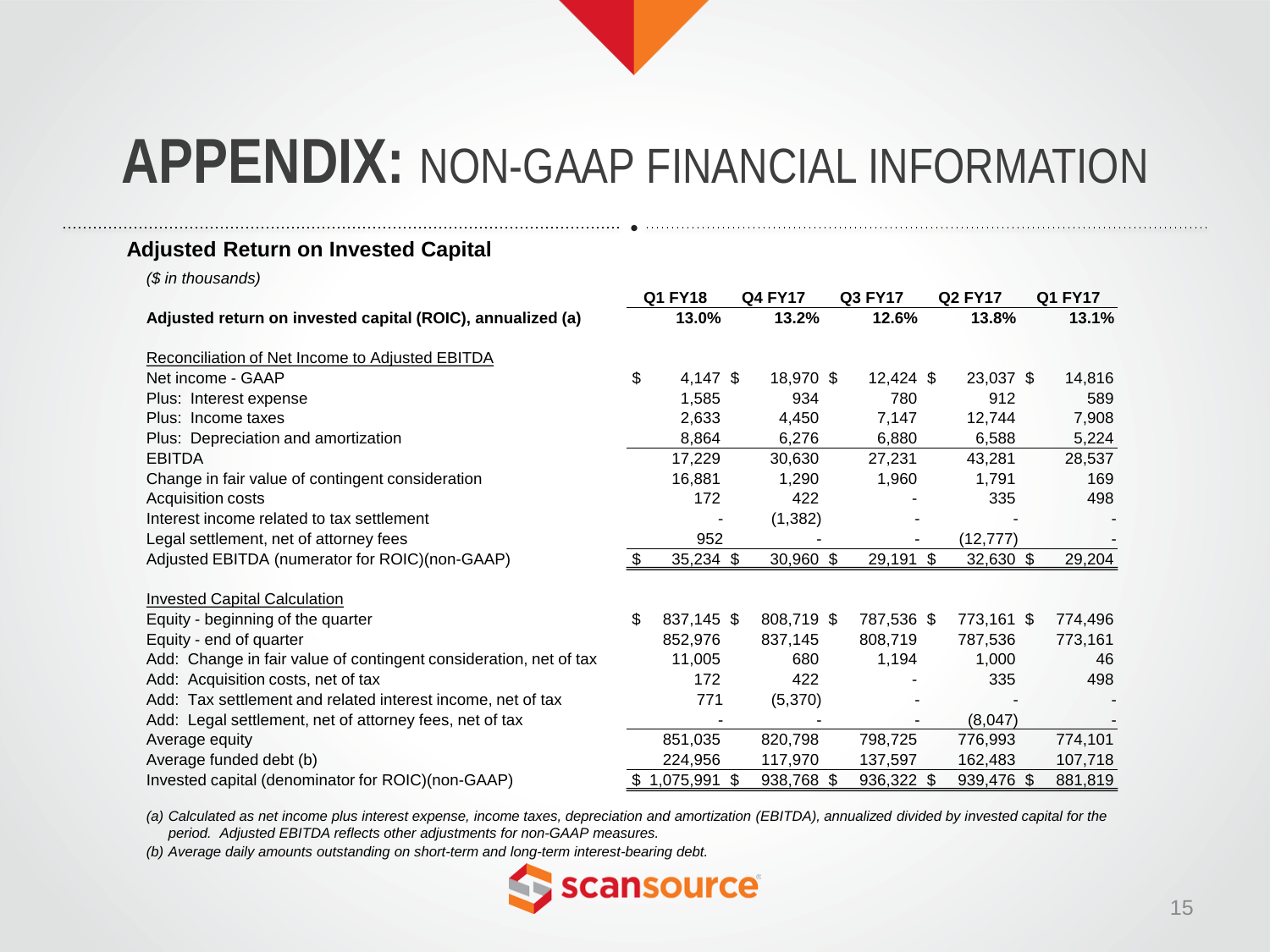# APPENDIX: NON-GAAP FINANCIAL INFORMATION

## Adjusted Return on Invested Capital

*($ in thousands)*

| | Q1 FY18 | Q4 FY17 | Q3 FY17 | Q2 FY17 | Q1 FY17 |
|---|---|---|---|---|---|
| **Adjusted return on invested capital (ROIC), annualized (a)** | **13.0%** | **13.2%** | **12.6%** | **13.8%** | **13.1%** |
| | | | | | |
| Reconciliation of Net Income to Adjusted EBITDA | | | | | |
| Net income - GAAP | $ 4,147 | $ 18,970 | $ 12,424 | $ 23,037 | $ 14,816 |
| Plus: Interest expense | 1,585 | 934 | 780 | 912 | 589 |
| Plus: Income taxes | 2,633 | 4,450 | 7,147 | 12,744 | 7,908 |
| Plus: Depreciation and amortization | 8,864 | 6,276 | 6,880 | 6,588 | 5,224 |
| EBITDA | 17,229 | 30,630 | 27,231 | 43,281 | 28,537 |
| Change in fair value of contingent consideration | 16,881 | 1,290 | 1,960 | 1,791 | 169 |
| Acquisition costs | 172 | 422 | - | 335 | 498 |
| Interest income related to tax settlement | - | (1,382) | - | - | - |
| Legal settlement, net of attorney fees | 952 | - | - | (12,777) | - |
| Adjusted EBITDA (numerator for ROIC)(non-GAAP) | $ 35,234 | $ 30,960 | $ 29,191 | $ 32,630 | $ 29,204 |
| | | | | | |
| Invested Capital Calculation | | | | | |
| Equity - beginning of the quarter | $ 837,145 | $ 808,719 | $ 787,536 | $ 773,161 | $ 774,496 |
| Equity - end of quarter | 852,976 | 837,145 | 808,719 | 787,536 | 773,161 |
| Add: Change in fair value of contingent consideration, net of tax | 11,005 | 680 | 1,194 | 1,000 | 46 |
| Add: Acquisition costs, net of tax | 172 | 422 | - | 335 | 498 |
| Add: Tax settlement and related interest income, net of tax | 771 | (5,370) | - | - | - |
| Add: Legal settlement, net of attorney fees, net of tax | - | - | - | (8,047) | - |
| Average equity | 851,035 | 820,798 | 798,725 | 776,993 | 774,101 |
| Average funded debt (b) | 224,956 | 117,970 | 137,597 | 162,483 | 107,718 |
| Invested capital (denominator for ROIC)(non-GAAP) | $ 1,075,991 | $ 938,768 | $ 936,322 | $ 939,476 | $ 881,819 |

*(a) Calculated as net income plus interest expense, income taxes, depreciation and amortization (EBITDA), annualized divided by invested capital for the period. Adjusted EBITDA reflects other adjustments for non-GAAP measures.*

*(b) Average daily amounts outstanding on short-term and long-term interest-bearing debt.*

scansource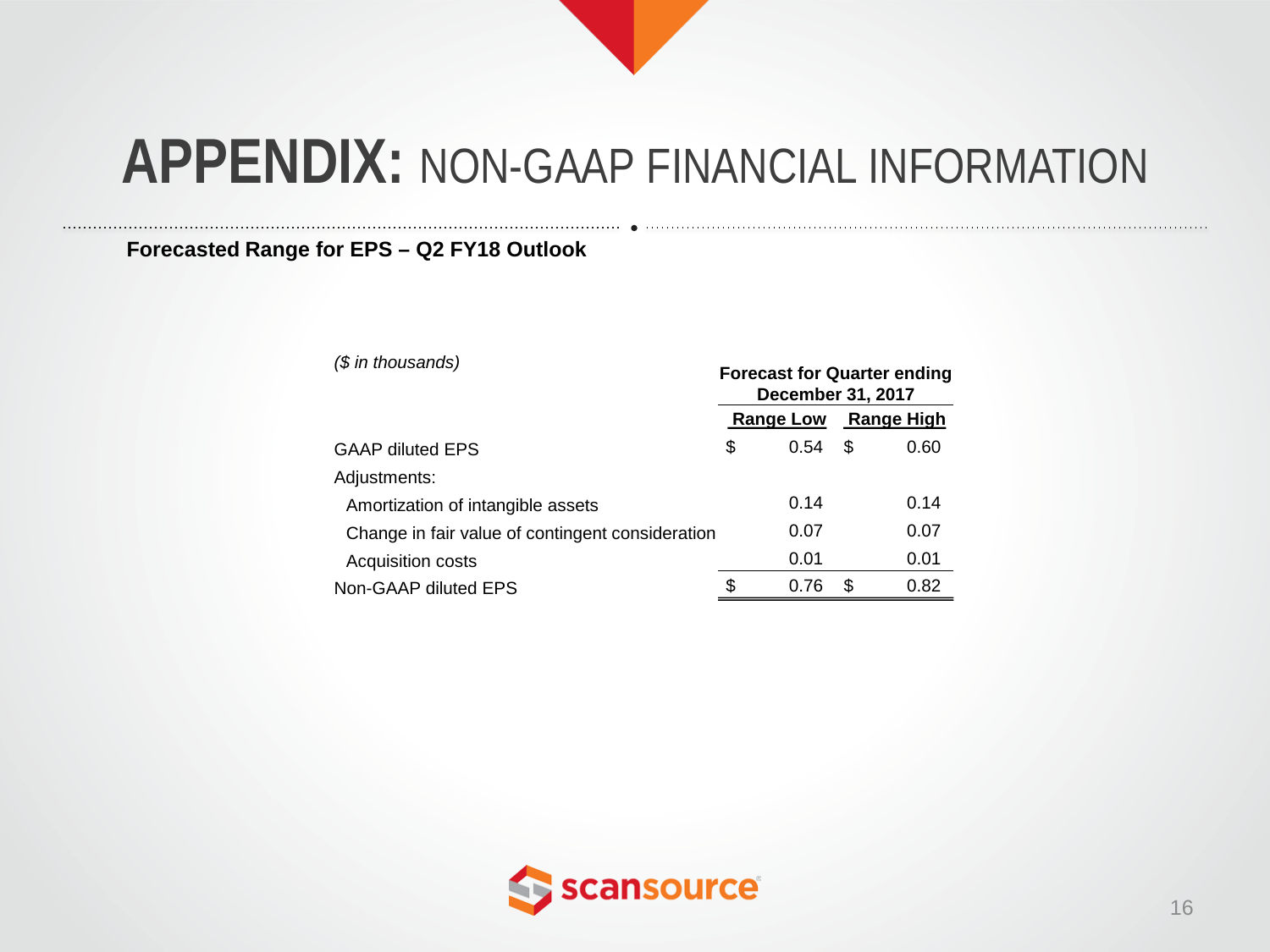# APPENDIX: NON-GAAP FINANCIAL INFORMATION

**Forecasted Range for EPS – Q2 FY18 Outlook**

| *($ in thousands)* | Forecast for Quarter ending December 31, 2017 | |
|---|---|---|
| | Range Low | Range High |
| GAAP diluted EPS | $ 0.54 | $ 0.60 |
| Adjustments: | | |
| Amortization of intangible assets | 0.14 | 0.14 |
| Change in fair value of contingent consideration | 0.07 | 0.07 |
| Acquisition costs | 0.01 | 0.01 |
| Non-GAAP diluted EPS | $ 0.76 | $ 0.82 |

scansource